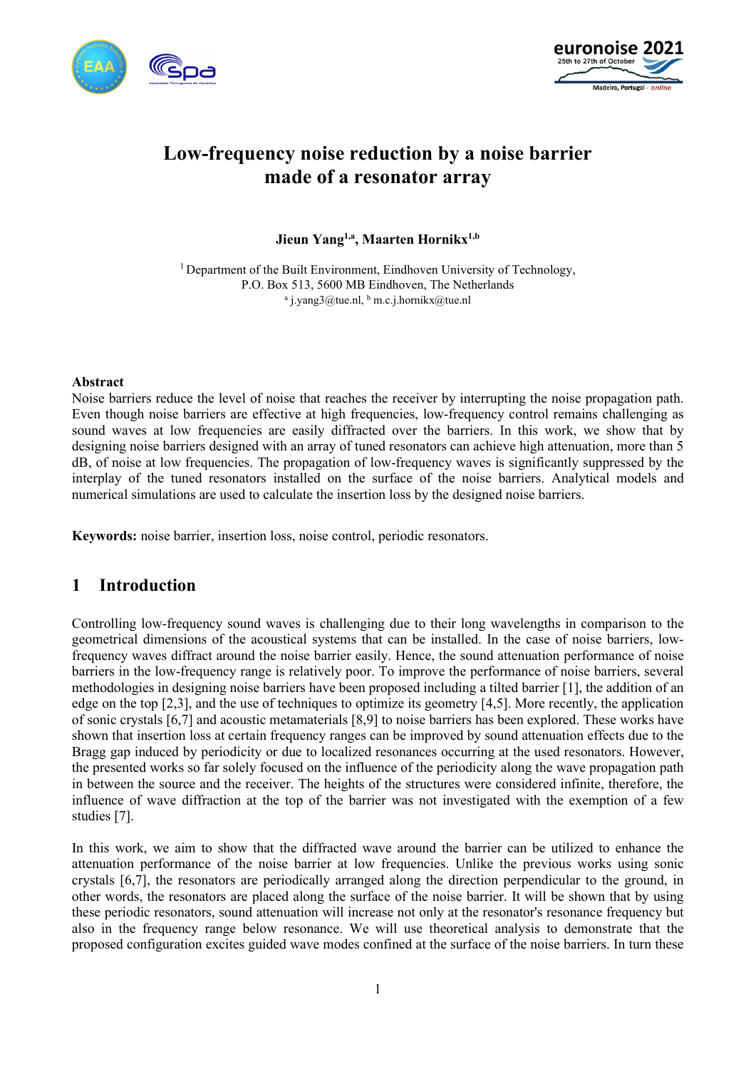# Low-frequency noise reduction by a noise barrier made of a resonator array

**Jieun Yang[1,a], Maarten Hornikx[1,b]**

[1] Department of the Built Environment, Eindhoven University of Technology, P.O. Box 513, 5600 MB Eindhoven, The Netherlands
[a] j.yang3@tue.nl, [b] m.c.j.hornikx@tue.nl

### Abstract

Noise barriers reduce the level of noise that reaches the receiver by interrupting the noise propagation path. Even though noise barriers are effective at high frequencies, low-frequency control remains challenging as sound waves at low frequencies are easily diffracted over the barriers. In this work, we show that by designing noise barriers designed with an array of tuned resonators can achieve high attenuation, more than 5 dB, of noise at low frequencies. The propagation of low-frequency waves is significantly suppressed by the interplay of the tuned resonators installed on the surface of the noise barriers. Analytical models and numerical simulations are used to calculate the insertion loss by the designed noise barriers.

**Keywords:** noise barrier, insertion loss, noise control, periodic resonators.

## 1 Introduction

Controlling low-frequency sound waves is challenging due to their long wavelengths in comparison to the geometrical dimensions of the acoustical systems that can be installed. In the case of noise barriers, low-frequency waves diffract around the noise barrier easily. Hence, the sound attenuation performance of noise barriers in the low-frequency range is relatively poor. To improve the performance of noise barriers, several methodologies in designing noise barriers have been proposed including a tilted barrier [1], the addition of an edge on the top [2,3], and the use of techniques to optimize its geometry [4,5]. More recently, the application of sonic crystals [6,7] and acoustic metamaterials [8,9] to noise barriers has been explored. These works have shown that insertion loss at certain frequency ranges can be improved by sound attenuation effects due to the Bragg gap induced by periodicity or due to localized resonances occurring at the used resonators. However, the presented works so far solely focused on the influence of the periodicity along the wave propagation path in between the source and the receiver. The heights of the structures were considered infinite, therefore, the influence of wave diffraction at the top of the barrier was not investigated with the exemption of a few studies [7].

In this work, we aim to show that the diffracted wave around the barrier can be utilized to enhance the attenuation performance of the noise barrier at low frequencies. Unlike the previous works using sonic crystals [6,7], the resonators are periodically arranged along the direction perpendicular to the ground, in other words, the resonators are placed along the surface of the noise barrier. It will be shown that by using these periodic resonators, sound attenuation will increase not only at the resonator's resonance frequency but also in the frequency range below resonance. We will use theoretical analysis to demonstrate that the proposed configuration excites guided wave modes confined at the surface of the noise barriers. In turn these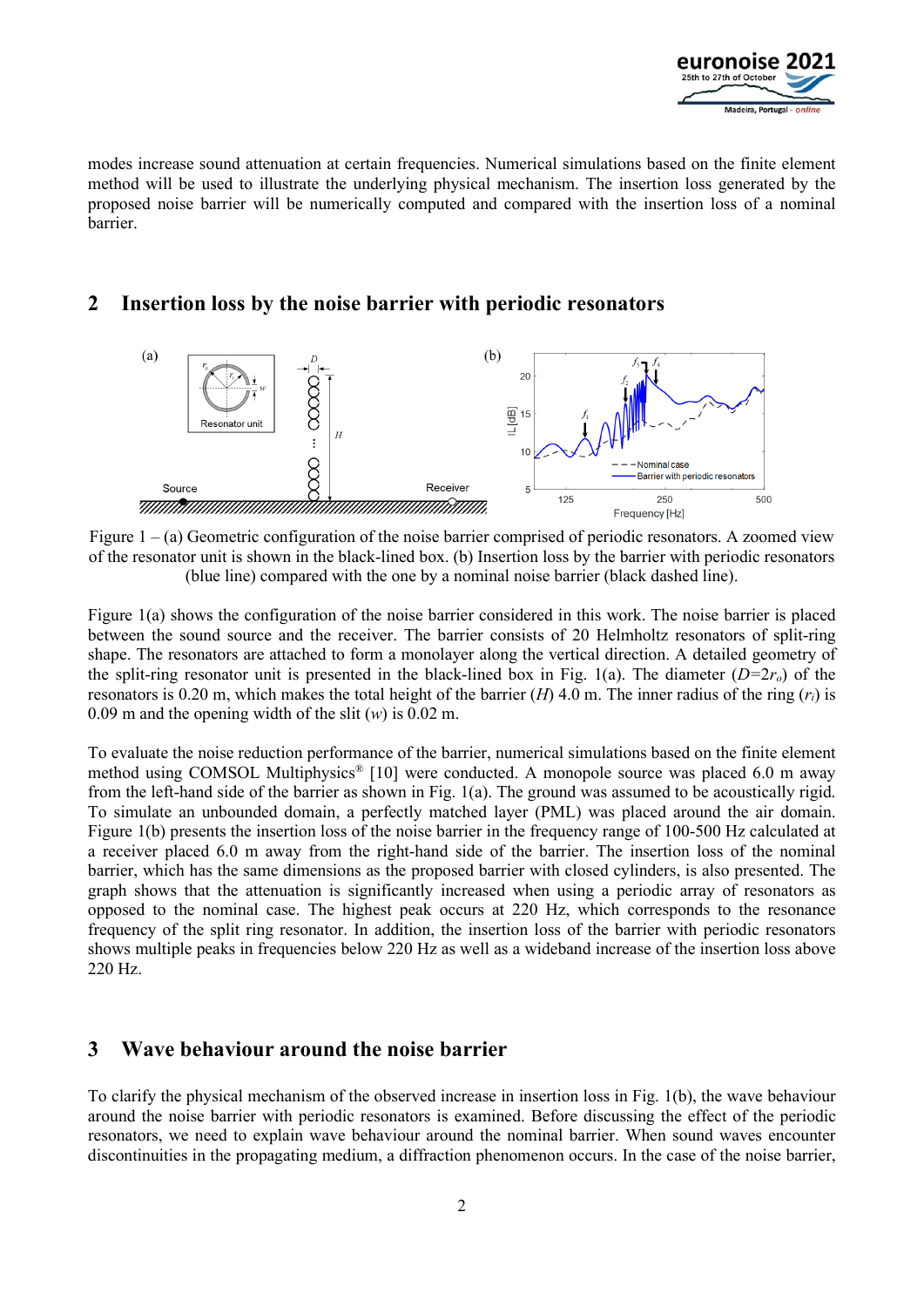modes increase sound attenuation at certain frequencies. Numerical simulations based on the finite element method will be used to illustrate the underlying physical mechanism. The insertion loss generated by the proposed noise barrier will be numerically computed and compared with the insertion loss of a nominal barrier.

## 2 Insertion loss by the noise barrier with periodic resonators

Figure 1 – (a) Geometric configuration of the noise barrier comprised of periodic resonators. A zoomed view of the resonator unit is shown in the black-lined box. (b) Insertion loss by the barrier with periodic resonators (blue line) compared with the one by a nominal noise barrier (black dashed line).

Figure 1(a) shows the configuration of the noise barrier considered in this work. The noise barrier is placed between the sound source and the receiver. The barrier consists of 20 Helmholtz resonators of split-ring shape. The resonators are attached to form a monolayer along the vertical direction. A detailed geometry of the split-ring resonator unit is presented in the black-lined box in Fig. 1(a). The diameter ($D=2r_o$) of the resonators is 0.20 m, which makes the total height of the barrier ($H$) 4.0 m. The inner radius of the ring ($r_i$) is 0.09 m and the opening width of the slit ($w$) is 0.02 m.

To evaluate the noise reduction performance of the barrier, numerical simulations based on the finite element method using COMSOL Multiphysics® [10] were conducted. A monopole source was placed 6.0 m away from the left-hand side of the barrier as shown in Fig. 1(a). The ground was assumed to be acoustically rigid. To simulate an unbounded domain, a perfectly matched layer (PML) was placed around the air domain. Figure 1(b) presents the insertion loss of the noise barrier in the frequency range of 100-500 Hz calculated at a receiver placed 6.0 m away from the right-hand side of the barrier. The insertion loss of the nominal barrier, which has the same dimensions as the proposed barrier with closed cylinders, is also presented. The graph shows that the attenuation is significantly increased when using a periodic array of resonators as opposed to the nominal case. The highest peak occurs at 220 Hz, which corresponds to the resonance frequency of the split ring resonator. In addition, the insertion loss of the barrier with periodic resonators shows multiple peaks in frequencies below 220 Hz as well as a wideband increase of the insertion loss above 220 Hz.

## 3 Wave behaviour around the noise barrier

To clarify the physical mechanism of the observed increase in insertion loss in Fig. 1(b), the wave behaviour around the noise barrier with periodic resonators is examined. Before discussing the effect of the periodic resonators, we need to explain wave behaviour around the nominal barrier. When sound waves encounter discontinuities in the propagating medium, a diffraction phenomenon occurs. In the case of the noise barrier,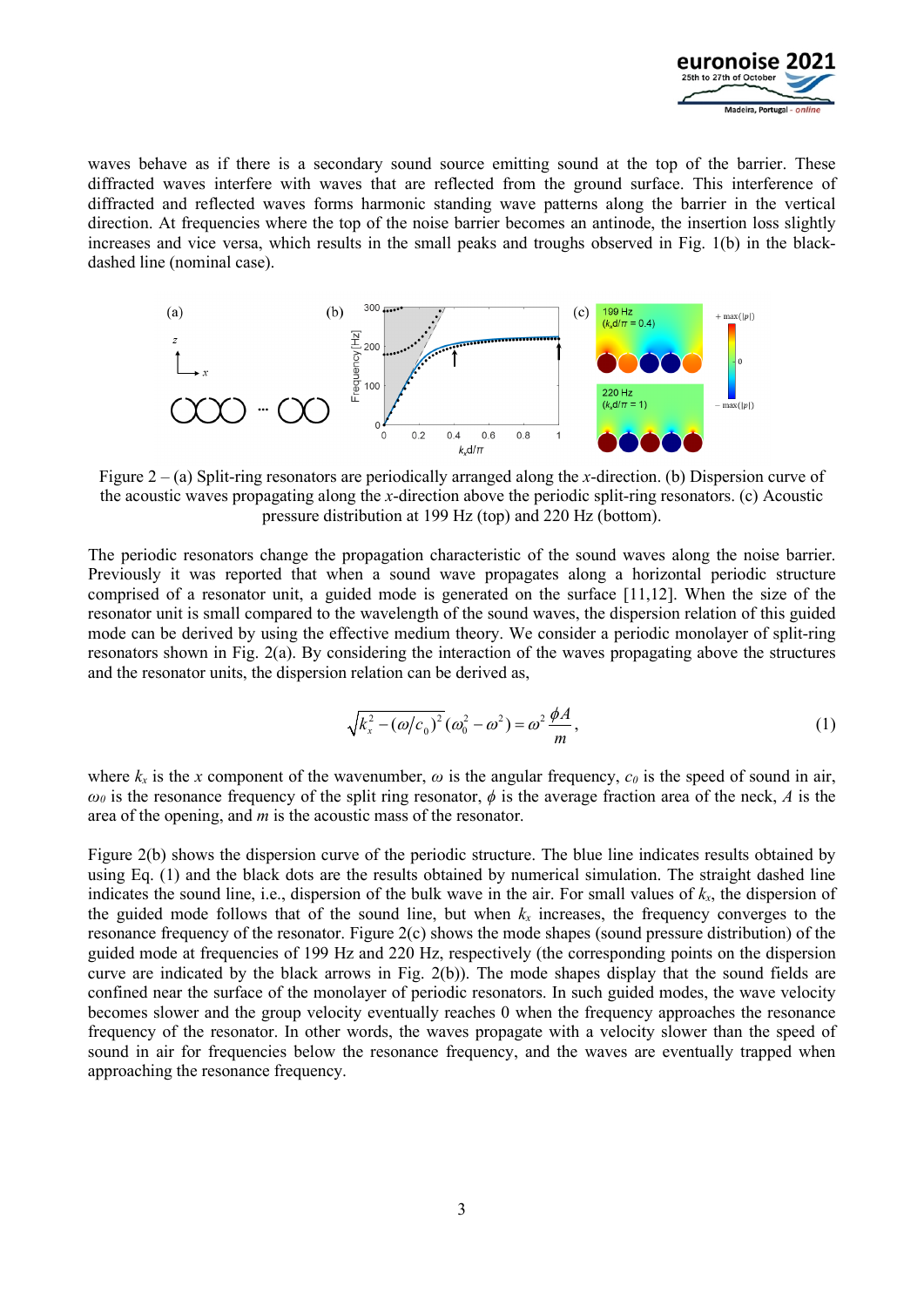waves behave as if there is a secondary sound source emitting sound at the top of the barrier. These diffracted waves interfere with waves that are reflected from the ground surface. This interference of diffracted and reflected waves forms harmonic standing wave patterns along the barrier in the vertical direction. At frequencies where the top of the noise barrier becomes an antinode, the insertion loss slightly increases and vice versa, which results in the small peaks and troughs observed in Fig. 1(b) in the black-dashed line (nominal case).

Figure 2 – (a) Split-ring resonators are periodically arranged along the *x*-direction. (b) Dispersion curve of the acoustic waves propagating along the *x*-direction above the periodic split-ring resonators. (c) Acoustic pressure distribution at 199 Hz (top) and 220 Hz (bottom).

The periodic resonators change the propagation characteristic of the sound waves along the noise barrier. Previously it was reported that when a sound wave propagates along a horizontal periodic structure comprised of a resonator unit, a guided mode is generated on the surface [11,12]. When the size of the resonator unit is small compared to the wavelength of the sound waves, the dispersion relation of this guided mode can be derived by using the effective medium theory. We consider a periodic monolayer of split-ring resonators shown in Fig. 2(a). By considering the interaction of the waves propagating above the structures and the resonator units, the dispersion relation can be derived as,

$$\sqrt{k_x^2 - (\omega/c_0)^2}\,(\omega_0^2 - \omega^2) = \omega^2 \frac{\phi A}{m}, \tag{1}$$

where $k_x$ is the $x$ component of the wavenumber, $\omega$ is the angular frequency, $c_0$ is the speed of sound in air, $\omega_0$ is the resonance frequency of the split ring resonator, $\phi$ is the average fraction area of the neck, $A$ is the area of the opening, and $m$ is the acoustic mass of the resonator.

Figure 2(b) shows the dispersion curve of the periodic structure. The blue line indicates results obtained by using Eq. (1) and the black dots are the results obtained by numerical simulation. The straight dashed line indicates the sound line, i.e., dispersion of the bulk wave in the air. For small values of $k_x$, the dispersion of the guided mode follows that of the sound line, but when $k_x$ increases, the frequency converges to the resonance frequency of the resonator. Figure 2(c) shows the mode shapes (sound pressure distribution) of the guided mode at frequencies of 199 Hz and 220 Hz, respectively (the corresponding points on the dispersion curve are indicated by the black arrows in Fig. 2(b)). The mode shapes display that the sound fields are confined near the surface of the monolayer of periodic resonators. In such guided modes, the wave velocity becomes slower and the group velocity eventually reaches 0 when the frequency approaches the resonance frequency of the resonator. In other words, the waves propagate with a velocity slower than the speed of sound in air for frequencies below the resonance frequency, and the waves are eventually trapped when approaching the resonance frequency.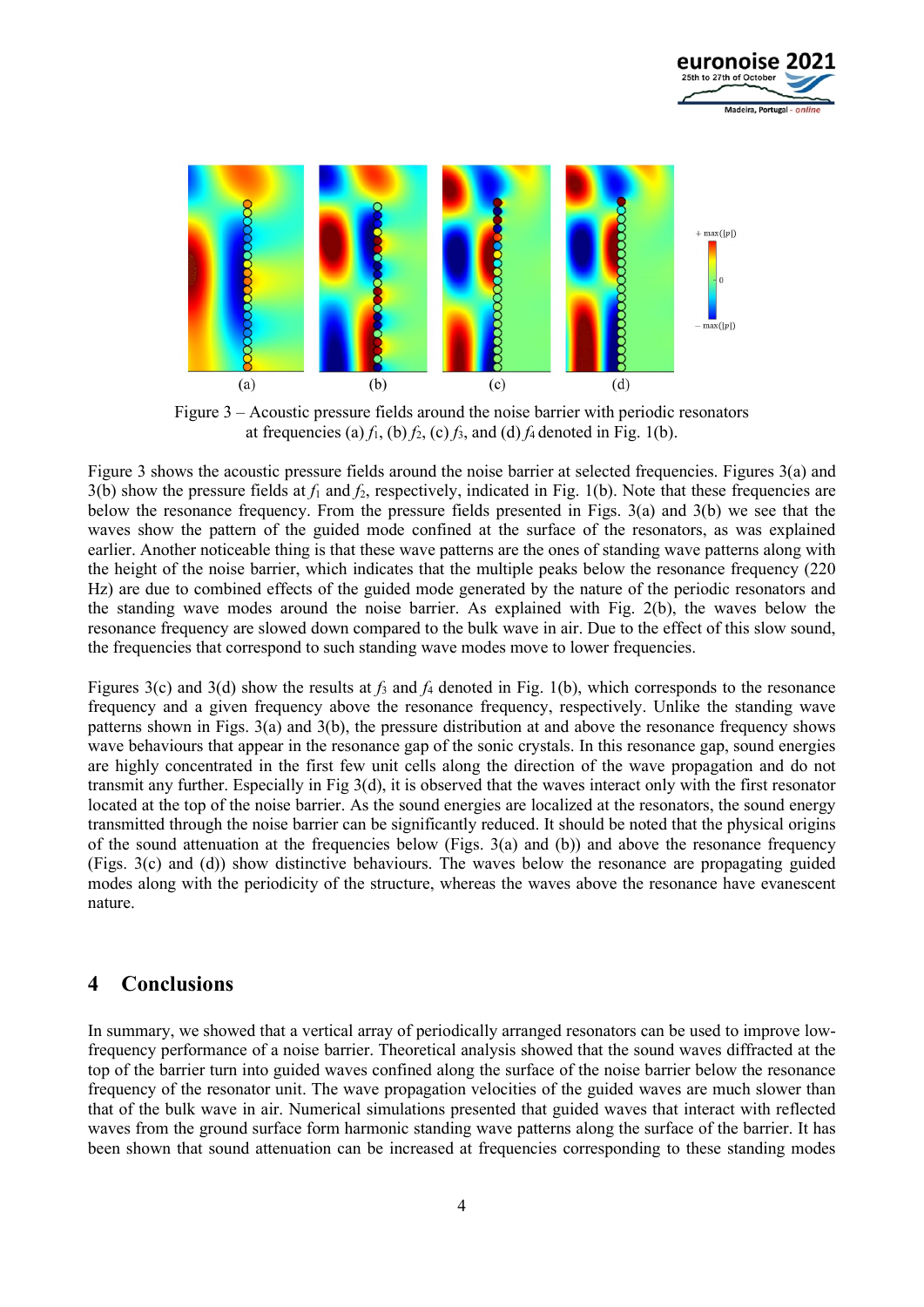Figure 3 – Acoustic pressure fields around the noise barrier with periodic resonators at frequencies (a) $f_1$, (b) $f_2$, (c) $f_3$, and (d) $f_4$ denoted in Fig. 1(b).

Figure 3 shows the acoustic pressure fields around the noise barrier at selected frequencies. Figures 3(a) and 3(b) show the pressure fields at $f_1$ and $f_2$, respectively, indicated in Fig. 1(b). Note that these frequencies are below the resonance frequency. From the pressure fields presented in Figs. 3(a) and 3(b) we see that the waves show the pattern of the guided mode confined at the surface of the resonators, as was explained earlier. Another noticeable thing is that these wave patterns are the ones of standing wave patterns along with the height of the noise barrier, which indicates that the multiple peaks below the resonance frequency (220 Hz) are due to combined effects of the guided mode generated by the nature of the periodic resonators and the standing wave modes around the noise barrier. As explained with Fig. 2(b), the waves below the resonance frequency are slowed down compared to the bulk wave in air. Due to the effect of this slow sound, the frequencies that correspond to such standing wave modes move to lower frequencies.

Figures 3(c) and 3(d) show the results at $f_3$ and $f_4$ denoted in Fig. 1(b), which corresponds to the resonance frequency and a given frequency above the resonance frequency, respectively. Unlike the standing wave patterns shown in Figs. 3(a) and 3(b), the pressure distribution at and above the resonance frequency shows wave behaviours that appear in the resonance gap of the sonic crystals. In this resonance gap, sound energies are highly concentrated in the first few unit cells along the direction of the wave propagation and do not transmit any further. Especially in Fig 3(d), it is observed that the waves interact only with the first resonator located at the top of the noise barrier. As the sound energies are localized at the resonators, the sound energy transmitted through the noise barrier can be significantly reduced. It should be noted that the physical origins of the sound attenuation at the frequencies below (Figs. 3(a) and (b)) and above the resonance frequency (Figs. 3(c) and (d)) show distinctive behaviours. The waves below the resonance are propagating guided modes along with the periodicity of the structure, whereas the waves above the resonance have evanescent nature.

## 4 Conclusions

In summary, we showed that a vertical array of periodically arranged resonators can be used to improve low-frequency performance of a noise barrier. Theoretical analysis showed that the sound waves diffracted at the top of the barrier turn into guided waves confined along the surface of the noise barrier below the resonance frequency of the resonator unit. The wave propagation velocities of the guided waves are much slower than that of the bulk wave in air. Numerical simulations presented that guided waves that interact with reflected waves from the ground surface form harmonic standing wave patterns along the surface of the barrier. It has been shown that sound attenuation can be increased at frequencies corresponding to these standing modes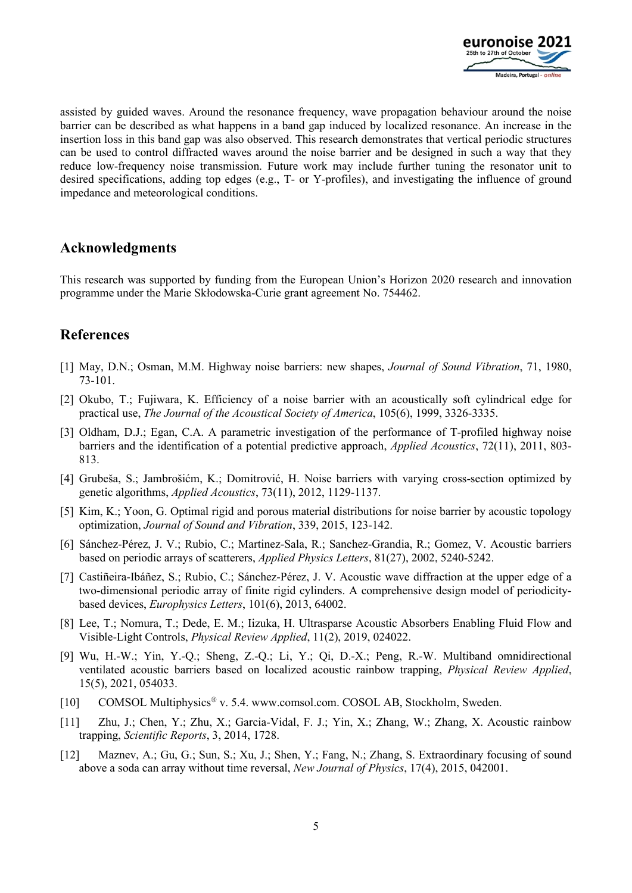assisted by guided waves. Around the resonance frequency, wave propagation behaviour around the noise barrier can be described as what happens in a band gap induced by localized resonance. An increase in the insertion loss in this band gap was also observed. This research demonstrates that vertical periodic structures can be used to control diffracted waves around the noise barrier and be designed in such a way that they reduce low-frequency noise transmission. Future work may include further tuning the resonator unit to desired specifications, adding top edges (e.g., T- or Y-profiles), and investigating the influence of ground impedance and meteorological conditions.

## Acknowledgments

This research was supported by funding from the European Union's Horizon 2020 research and innovation programme under the Marie Skłodowska-Curie grant agreement No. 754462.

## References

[1] May, D.N.; Osman, M.M. Highway noise barriers: new shapes, *Journal of Sound Vibration*, 71, 1980, 73-101.

[2] Okubo, T.; Fujiwara, K. Efficiency of a noise barrier with an acoustically soft cylindrical edge for practical use, *The Journal of the Acoustical Society of America*, 105(6), 1999, 3326-3335.

[3] Oldham, D.J.; Egan, C.A. A parametric investigation of the performance of T-profiled highway noise barriers and the identification of a potential predictive approach, *Applied Acoustics*, 72(11), 2011, 803-813.

[4] Grubeša, S.; Jambrošićm, K.; Domitrović, H. Noise barriers with varying cross-section optimized by genetic algorithms, *Applied Acoustics*, 73(11), 2012, 1129-1137.

[5] Kim, K.; Yoon, G. Optimal rigid and porous material distributions for noise barrier by acoustic topology optimization, *Journal of Sound and Vibration*, 339, 2015, 123-142.

[6] Sánchez-Pérez, J. V.; Rubio, C.; Martinez-Sala, R.; Sanchez-Grandia, R.; Gomez, V. Acoustic barriers based on periodic arrays of scatterers, *Applied Physics Letters*, 81(27), 2002, 5240-5242.

[7] Castiñeira-Ibáñez, S.; Rubio, C.; Sánchez-Pérez, J. V. Acoustic wave diffraction at the upper edge of a two-dimensional periodic array of finite rigid cylinders. A comprehensive design model of periodicity-based devices, *Europhysics Letters*, 101(6), 2013, 64002.

[8] Lee, T.; Nomura, T.; Dede, E. M.; Iizuka, H. Ultrasparse Acoustic Absorbers Enabling Fluid Flow and Visible-Light Controls, *Physical Review Applied*, 11(2), 2019, 024022.

[9] Wu, H.-W.; Yin, Y.-Q.; Sheng, Z.-Q.; Li, Y.; Qi, D.-X.; Peng, R.-W. Multiband omnidirectional ventilated acoustic barriers based on localized acoustic rainbow trapping, *Physical Review Applied*, 15(5), 2021, 054033.

[10] COMSOL Multiphysics® v. 5.4. www.comsol.com. COSOL AB, Stockholm, Sweden.

[11] Zhu, J.; Chen, Y.; Zhu, X.; Garcia-Vidal, F. J.; Yin, X.; Zhang, W.; Zhang, X. Acoustic rainbow trapping, *Scientific Reports*, 3, 2014, 1728.

[12] Maznev, A.; Gu, G.; Sun, S.; Xu, J.; Shen, Y.; Fang, N.; Zhang, S. Extraordinary focusing of sound above a soda can array without time reversal, *New Journal of Physics*, 17(4), 2015, 042001.